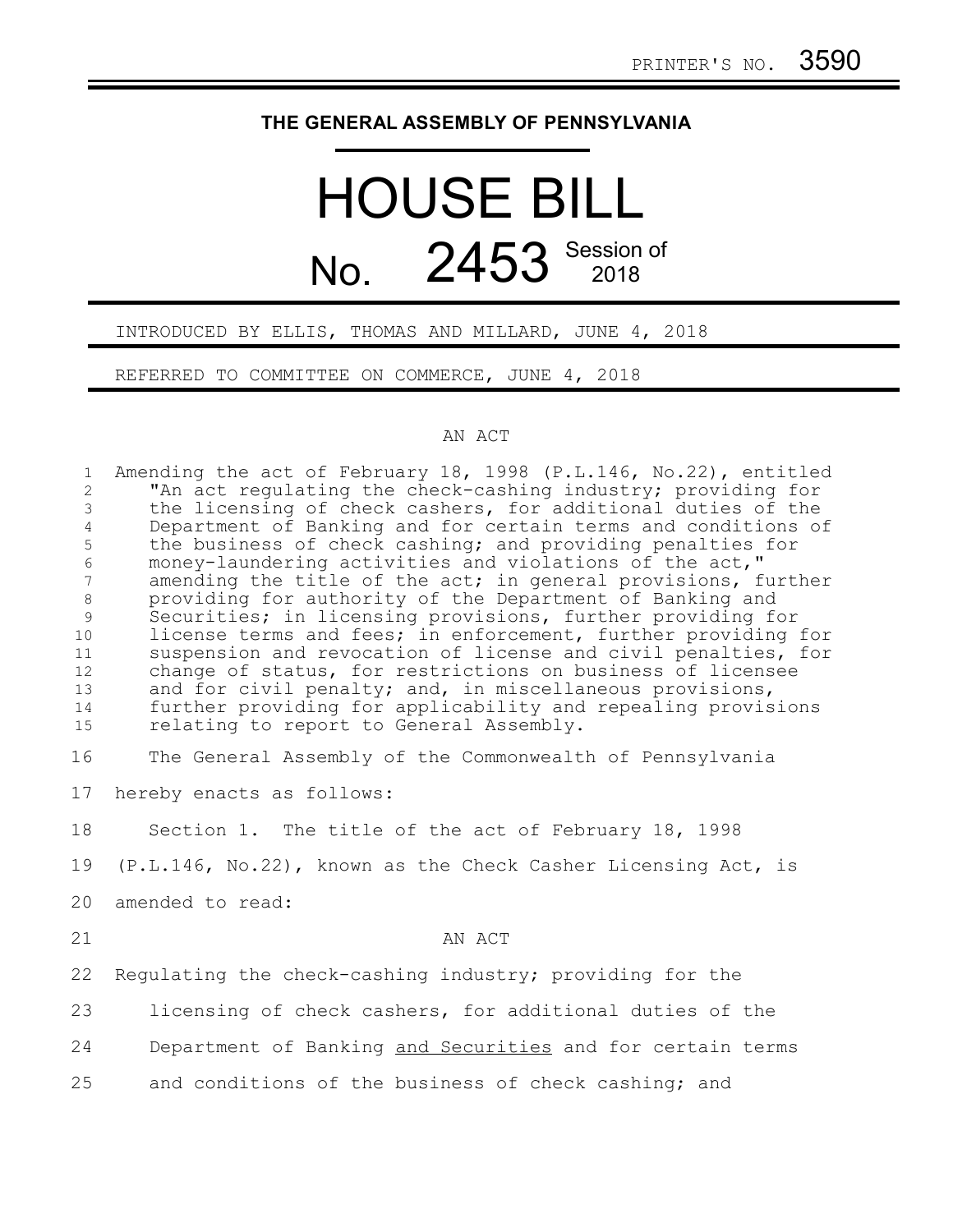PRINTER'S NO. 3590

**THE GENERAL ASSEMBLY OF PENNSYLVANIA**

# HOUSE BILL
# No. 2453 Session of 2018

INTRODUCED BY ELLIS, THOMAS AND MILLARD, JUNE 4, 2018

REFERRED TO COMMITTEE ON COMMERCE, JUNE 4, 2018

AN ACT

Amending the act of February 18, 1998 (P.L.146, No.22), entitled "An act regulating the check-cashing industry; providing for the licensing of check cashers, for additional duties of the Department of Banking and for certain terms and conditions of the business of check cashing; and providing penalties for money-laundering activities and violations of the act," amending the title of the act; in general provisions, further providing for authority of the Department of Banking and Securities; in licensing provisions, further providing for license terms and fees; in enforcement, further providing for suspension and revocation of license and civil penalties, for change of status, for restrictions on business of licensee and for civil penalty; and, in miscellaneous provisions, further providing for applicability and repealing provisions relating to report to General Assembly.

The General Assembly of the Commonwealth of Pennsylvania hereby enacts as follows:

Section 1. The title of the act of February 18, 1998 (P.L.146, No.22), known as the Check Casher Licensing Act, is amended to read:

AN ACT

Regulating the check-cashing industry; providing for the licensing of check cashers, for additional duties of the Department of Banking <u>and Securities</u> and for certain terms and conditions of the business of check cashing; and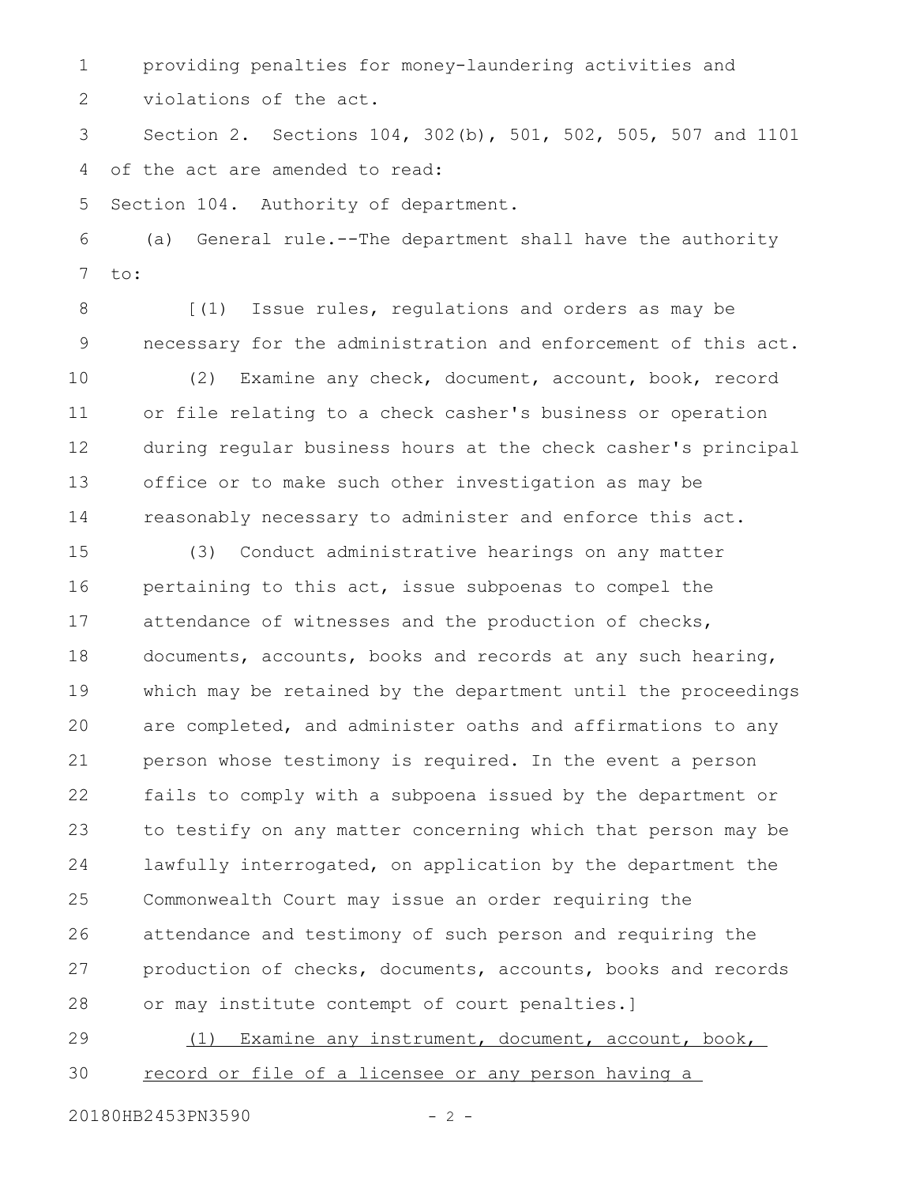providing penalties for money-laundering activities and violations of the act.

Section 2. Sections 104, 302(b), 501, 502, 505, 507 and 1101 of the act are amended to read:

Section 104. Authority of department.

(a) General rule.--The department shall have the authority to:

[(1) Issue rules, regulations and orders as may be necessary for the administration and enforcement of this act.

(2) Examine any check, document, account, book, record or file relating to a check casher's business or operation during regular business hours at the check casher's principal office or to make such other investigation as may be reasonably necessary to administer and enforce this act.

(3) Conduct administrative hearings on any matter pertaining to this act, issue subpoenas to compel the attendance of witnesses and the production of checks, documents, accounts, books and records at any such hearing, which may be retained by the department until the proceedings are completed, and administer oaths and affirmations to any person whose testimony is required. In the event a person fails to comply with a subpoena issued by the department or to testify on any matter concerning which that person may be lawfully interrogated, on application by the department the Commonwealth Court may issue an order requiring the attendance and testimony of such person and requiring the production of checks, documents, accounts, books and records or may institute contempt of court penalties.]

<u>(1) Examine any instrument, document, account, book, record or file of a licensee or any person having a</u>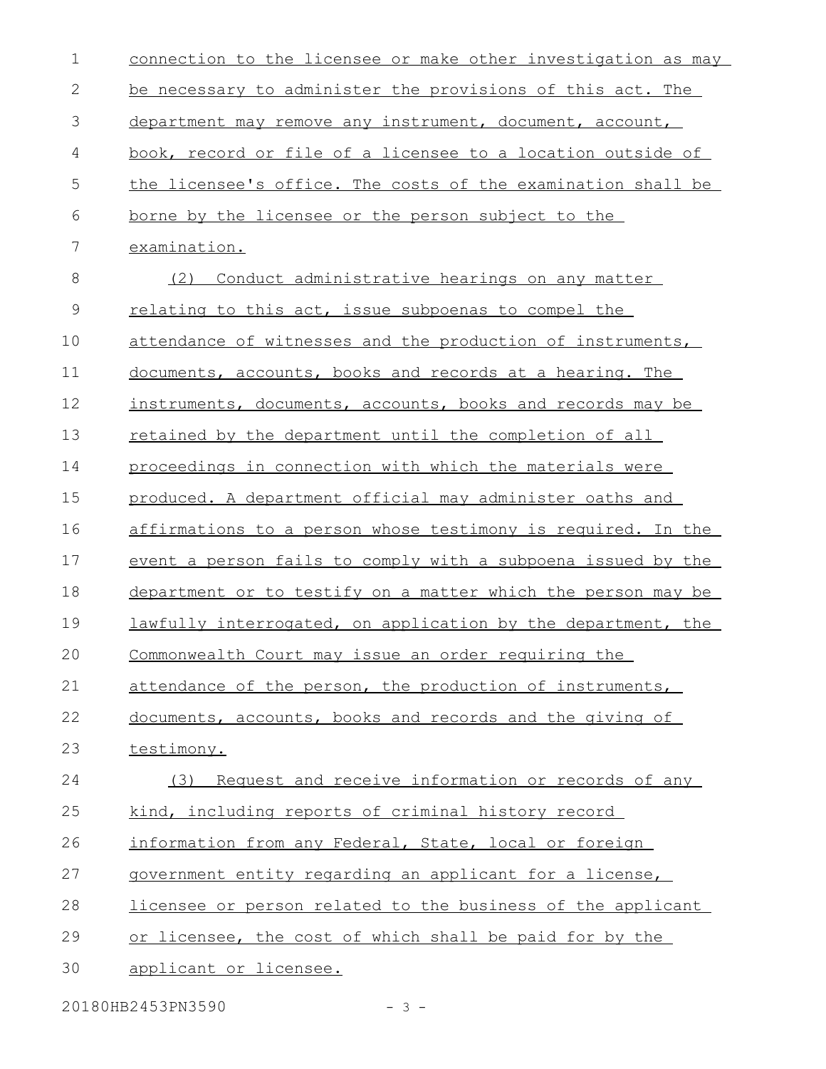connection to the licensee or make other investigation as may be necessary to administer the provisions of this act. The department may remove any instrument, document, account, book, record or file of a licensee to a location outside of the licensee's office. The costs of the examination shall be borne by the licensee or the person subject to the examination.

(2) Conduct administrative hearings on any matter relating to this act, issue subpoenas to compel the attendance of witnesses and the production of instruments, documents, accounts, books and records at a hearing. The instruments, documents, accounts, books and records may be retained by the department until the completion of all proceedings in connection with which the materials were produced. A department official may administer oaths and affirmations to a person whose testimony is required. In the event a person fails to comply with a subpoena issued by the department or to testify on a matter which the person may be lawfully interrogated, on application by the department, the Commonwealth Court may issue an order requiring the attendance of the person, the production of instruments, documents, accounts, books and records and the giving of testimony.

(3) Request and receive information or records of any kind, including reports of criminal history record information from any Federal, State, local or foreign government entity regarding an applicant for a license, licensee or person related to the business of the applicant or licensee, the cost of which shall be paid for by the applicant or licensee.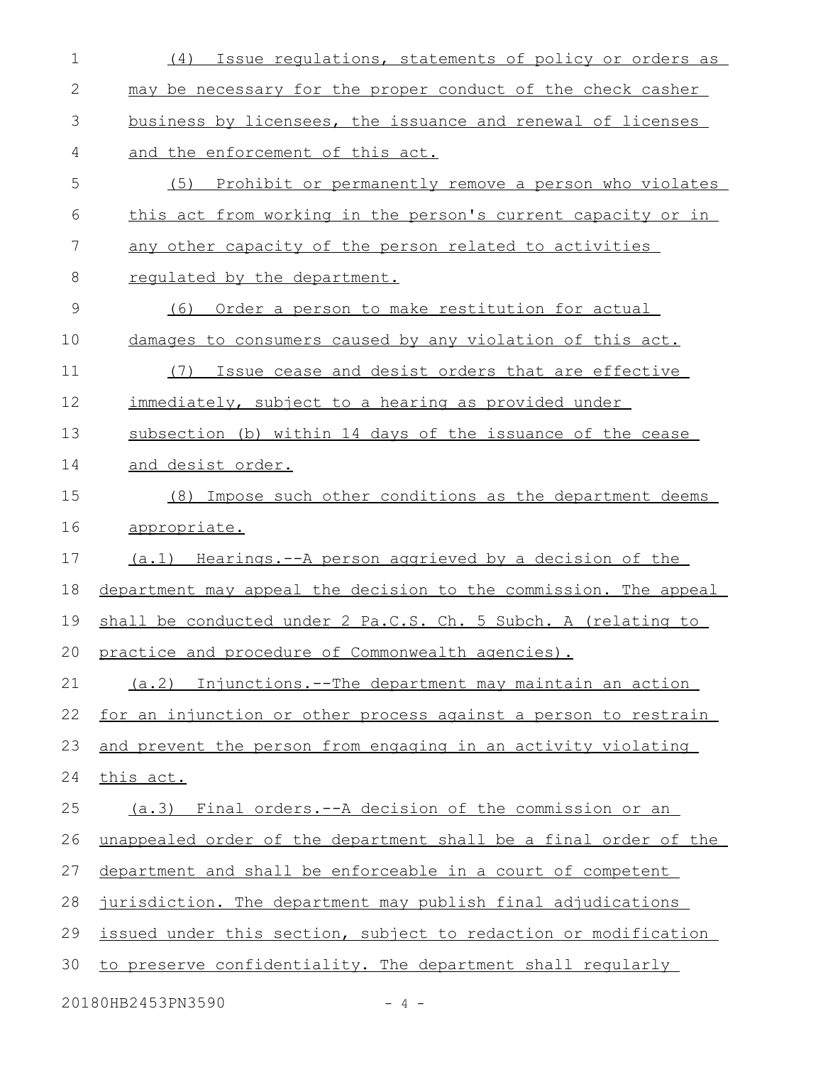(4) Issue regulations, statements of policy or orders as may be necessary for the proper conduct of the check casher business by licensees, the issuance and renewal of licenses and the enforcement of this act.

(5) Prohibit or permanently remove a person who violates this act from working in the person's current capacity or in any other capacity of the person related to activities regulated by the department.

(6) Order a person to make restitution for actual damages to consumers caused by any violation of this act.

(7) Issue cease and desist orders that are effective immediately, subject to a hearing as provided under subsection (b) within 14 days of the issuance of the cease and desist order.

(8) Impose such other conditions as the department deems appropriate.

(a.1) Hearings.--A person aggrieved by a decision of the department may appeal the decision to the commission. The appeal shall be conducted under 2 Pa.C.S. Ch. 5 Subch. A (relating to practice and procedure of Commonwealth agencies).

(a.2) Injunctions.--The department may maintain an action for an injunction or other process against a person to restrain and prevent the person from engaging in an activity violating this act.

(a.3) Final orders.--A decision of the commission or an unappealed order of the department shall be a final order of the department and shall be enforceable in a court of competent jurisdiction. The department may publish final adjudications issued under this section, subject to redaction or modification to preserve confidentiality. The department shall regularly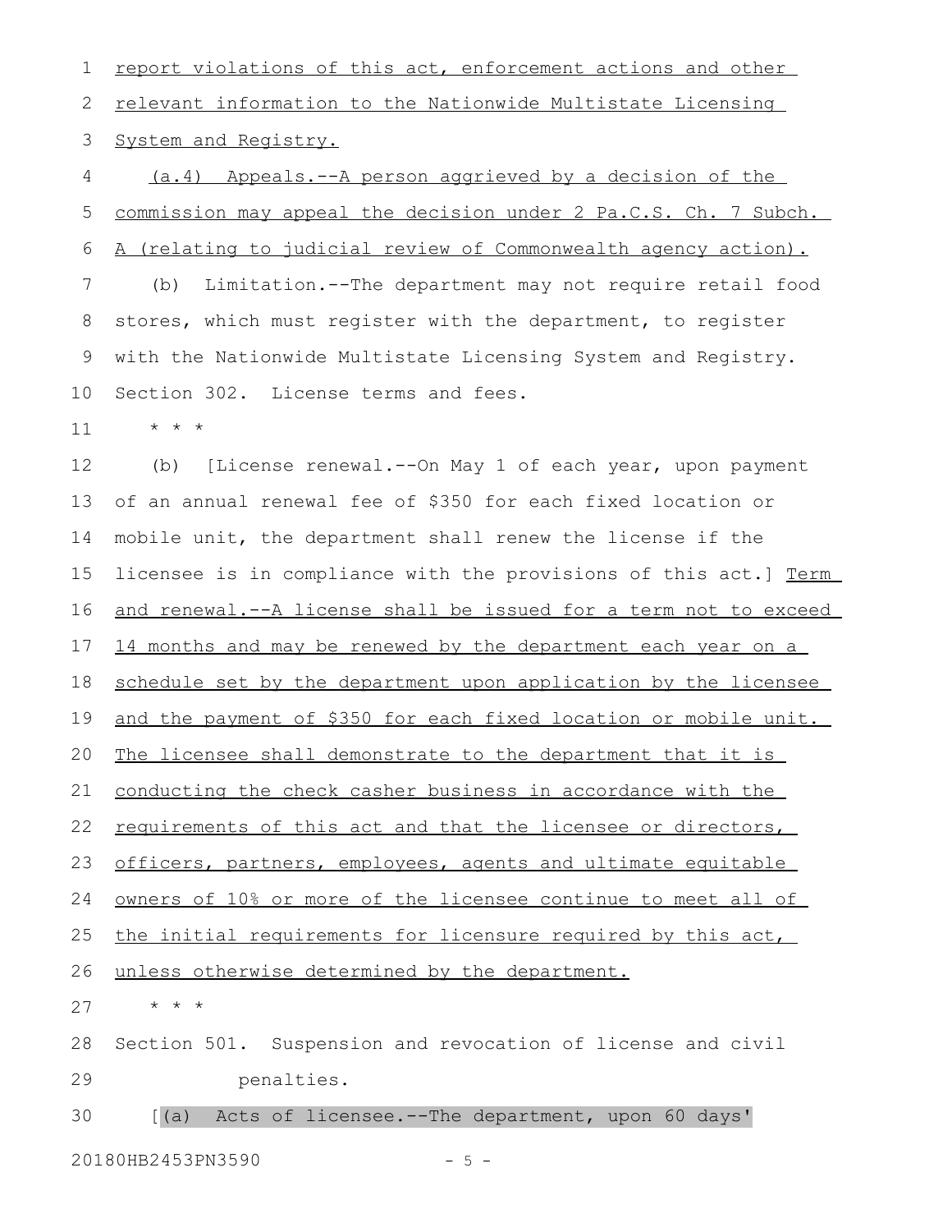report violations of this act, enforcement actions and other relevant information to the Nationwide Multistate Licensing System and Registry.

(a.4) Appeals.--A person aggrieved by a decision of the commission may appeal the decision under 2 Pa.C.S. Ch. 7 Subch. A (relating to judicial review of Commonwealth agency action).

(b) Limitation.--The department may not require retail food stores, which must register with the department, to register with the Nationwide Multistate Licensing System and Registry.

Section 302. License terms and fees.

* * *

(b) [License renewal.--On May 1 of each year, upon payment of an annual renewal fee of $350 for each fixed location or mobile unit, the department shall renew the license if the licensee is in compliance with the provisions of this act.] Term and renewal.--A license shall be issued for a term not to exceed 14 months and may be renewed by the department each year on a schedule set by the department upon application by the licensee and the payment of $350 for each fixed location or mobile unit. The licensee shall demonstrate to the department that it is conducting the check casher business in accordance with the requirements of this act and that the licensee or directors, officers, partners, employees, agents and ultimate equitable owners of 10% or more of the licensee continue to meet all of the initial requirements for licensure required by this act, unless otherwise determined by the department.

* * *

Section 501. Suspension and revocation of license and civil penalties.

[(a) Acts of licensee.--The department, upon 60 days'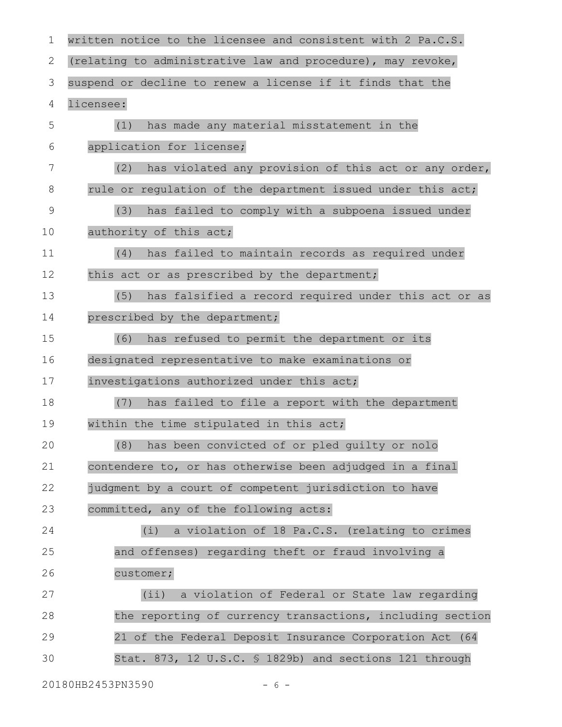written notice to the licensee and consistent with 2 Pa.C.S. (relating to administrative law and procedure), may revoke, suspend or decline to renew a license if it finds that the licensee:

(1) has made any material misstatement in the application for license;

(2) has violated any provision of this act or any order, rule or regulation of the department issued under this act;

(3) has failed to comply with a subpoena issued under authority of this act;

(4) has failed to maintain records as required under this act or as prescribed by the department;

(5) has falsified a record required under this act or as prescribed by the department;

(6) has refused to permit the department or its designated representative to make examinations or investigations authorized under this act;

(7) has failed to file a report with the department within the time stipulated in this act;

(8) has been convicted of or pled guilty or nolo contendere to, or has otherwise been adjudged in a final judgment by a court of competent jurisdiction to have committed, any of the following acts:

(i) a violation of 18 Pa.C.S. (relating to crimes and offenses) regarding theft or fraud involving a customer;

(ii) a violation of Federal or State law regarding the reporting of currency transactions, including section 21 of the Federal Deposit Insurance Corporation Act (64 Stat. 873, 12 U.S.C. § 1829b) and sections 121 through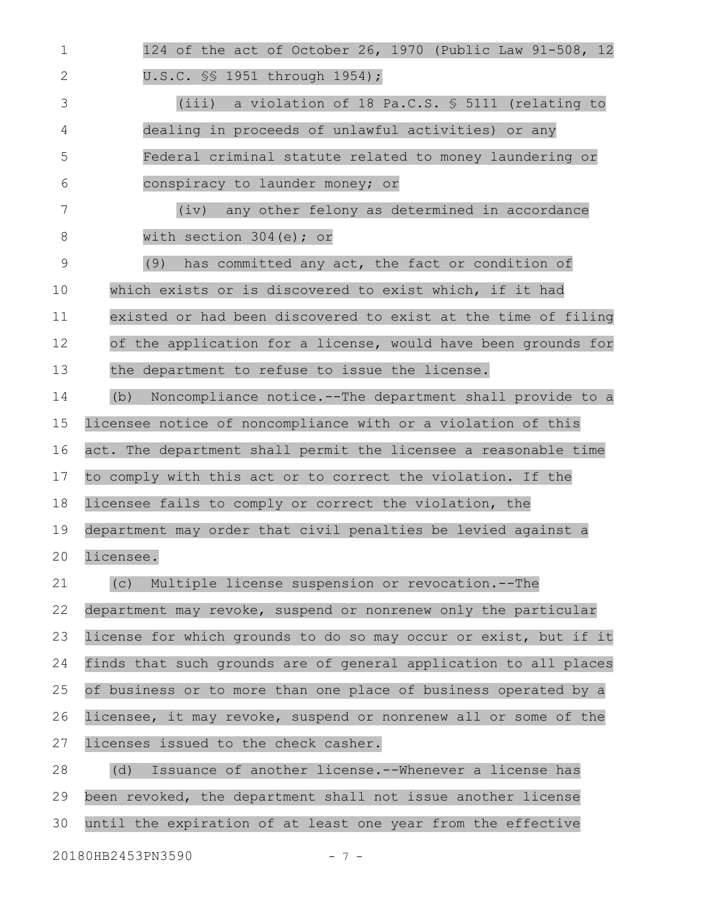124 of the act of October 26, 1970 (Public Law 91-508, 12 U.S.C. §§ 1951 through 1954);

(iii) a violation of 18 Pa.C.S. § 5111 (relating to dealing in proceeds of unlawful activities) or any Federal criminal statute related to money laundering or conspiracy to launder money; or

(iv) any other felony as determined in accordance with section 304(e); or

(9) has committed any act, the fact or condition of which exists or is discovered to exist which, if it had existed or had been discovered to exist at the time of filing of the application for a license, would have been grounds for the department to refuse to issue the license.

(b) Noncompliance notice.--The department shall provide to a licensee notice of noncompliance with or a violation of this act. The department shall permit the licensee a reasonable time to comply with this act or to correct the violation. If the licensee fails to comply or correct the violation, the department may order that civil penalties be levied against a licensee.

(c) Multiple license suspension or revocation.--The department may revoke, suspend or nonrenew only the particular license for which grounds to do so may occur or exist, but if it finds that such grounds are of general application to all places of business or to more than one place of business operated by a licensee, it may revoke, suspend or nonrenew all or some of the licenses issued to the check casher.

(d) Issuance of another license.--Whenever a license has been revoked, the department shall not issue another license until the expiration of at least one year from the effective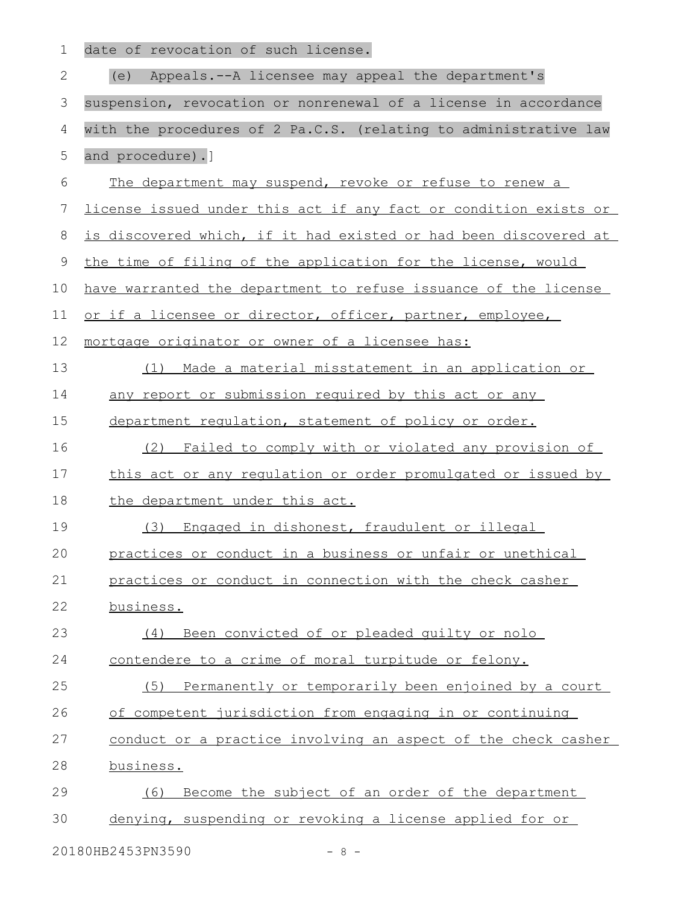date of revocation of such license.

(e) Appeals.--A licensee may appeal the department's suspension, revocation or nonrenewal of a license in accordance with the procedures of 2 Pa.C.S. (relating to administrative law and procedure).]

The department may suspend, revoke or refuse to renew a license issued under this act if any fact or condition exists or is discovered which, if it had existed or had been discovered at the time of filing of the application for the license, would have warranted the department to refuse issuance of the license or if a licensee or director, officer, partner, employee, mortgage originator or owner of a licensee has:

(1) Made a material misstatement in an application or any report or submission required by this act or any department regulation, statement of policy or order.

(2) Failed to comply with or violated any provision of this act or any regulation or order promulgated or issued by the department under this act.

(3) Engaged in dishonest, fraudulent or illegal practices or conduct in a business or unfair or unethical practices or conduct in connection with the check casher business.

(4) Been convicted of or pleaded guilty or nolo contendere to a crime of moral turpitude or felony.

(5) Permanently or temporarily been enjoined by a court of competent jurisdiction from engaging in or continuing conduct or a practice involving an aspect of the check casher business.

(6) Become the subject of an order of the department denying, suspending or revoking a license applied for or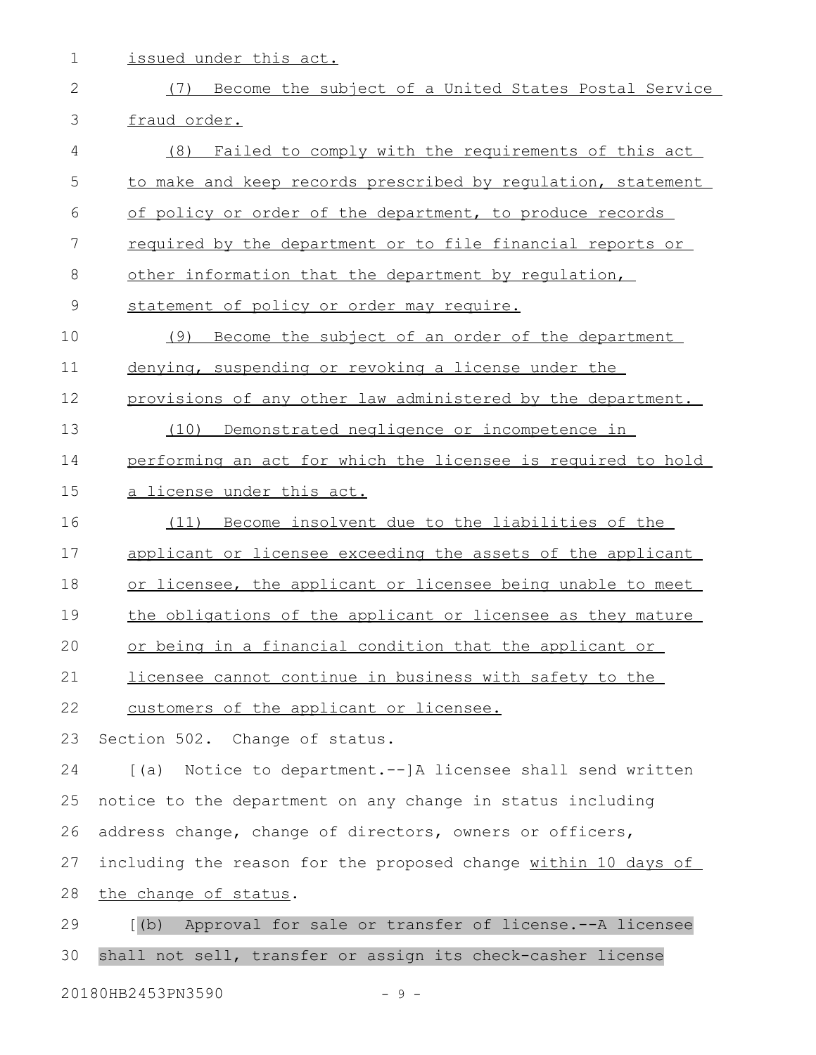issued under this act.

(7) Become the subject of a United States Postal Service fraud order.

(8) Failed to comply with the requirements of this act to make and keep records prescribed by regulation, statement of policy or order of the department, to produce records required by the department or to file financial reports or other information that the department by regulation, statement of policy or order may require.

(9) Become the subject of an order of the department denying, suspending or revoking a license under the provisions of any other law administered by the department.

(10) Demonstrated negligence or incompetence in performing an act for which the licensee is required to hold a license under this act.

(11) Become insolvent due to the liabilities of the applicant or licensee exceeding the assets of the applicant or licensee, the applicant or licensee being unable to meet the obligations of the applicant or licensee as they mature or being in a financial condition that the applicant or licensee cannot continue in business with safety to the customers of the applicant or licensee.

Section 502. Change of status.

[(a) Notice to department.--]A licensee shall send written notice to the department on any change in status including address change, change of directors, owners or officers, including the reason for the proposed change within 10 days of the change of status.

[(b) Approval for sale or transfer of license.--A licensee shall not sell, transfer or assign its check-casher license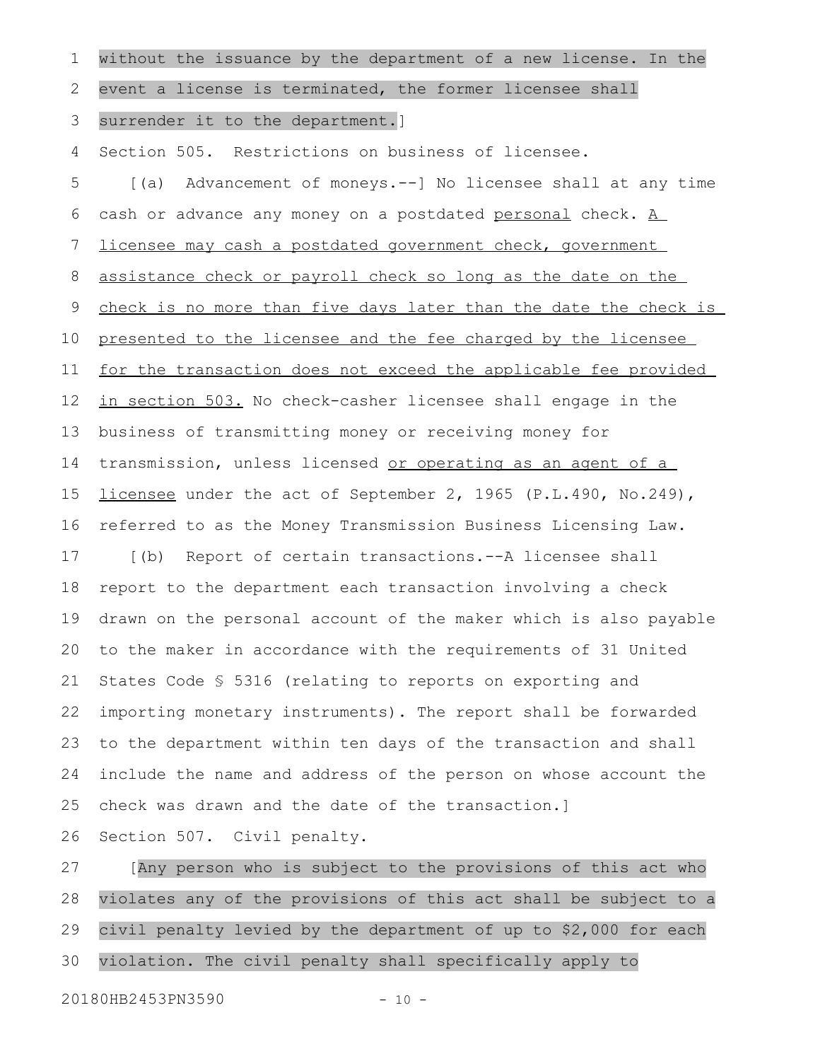without the issuance by the department of a new license. In the event a license is terminated, the former licensee shall surrender it to the department.]

Section 505. Restrictions on business of licensee.

[(a) Advancement of moneys.--] No licensee shall at any time cash or advance any money on a postdated personal check. A licensee may cash a postdated government check, government assistance check or payroll check so long as the date on the check is no more than five days later than the date the check is presented to the licensee and the fee charged by the licensee for the transaction does not exceed the applicable fee provided in section 503. No check-casher licensee shall engage in the business of transmitting money or receiving money for transmission, unless licensed or operating as an agent of a licensee under the act of September 2, 1965 (P.L.490, No.249), referred to as the Money Transmission Business Licensing Law.

[(b) Report of certain transactions.--A licensee shall report to the department each transaction involving a check drawn on the personal account of the maker which is also payable to the maker in accordance with the requirements of 31 United States Code § 5316 (relating to reports on exporting and importing monetary instruments). The report shall be forwarded to the department within ten days of the transaction and shall include the name and address of the person on whose account the check was drawn and the date of the transaction.]

Section 507. Civil penalty.

[Any person who is subject to the provisions of this act who violates any of the provisions of this act shall be subject to a civil penalty levied by the department of up to $2,000 for each violation. The civil penalty shall specifically apply to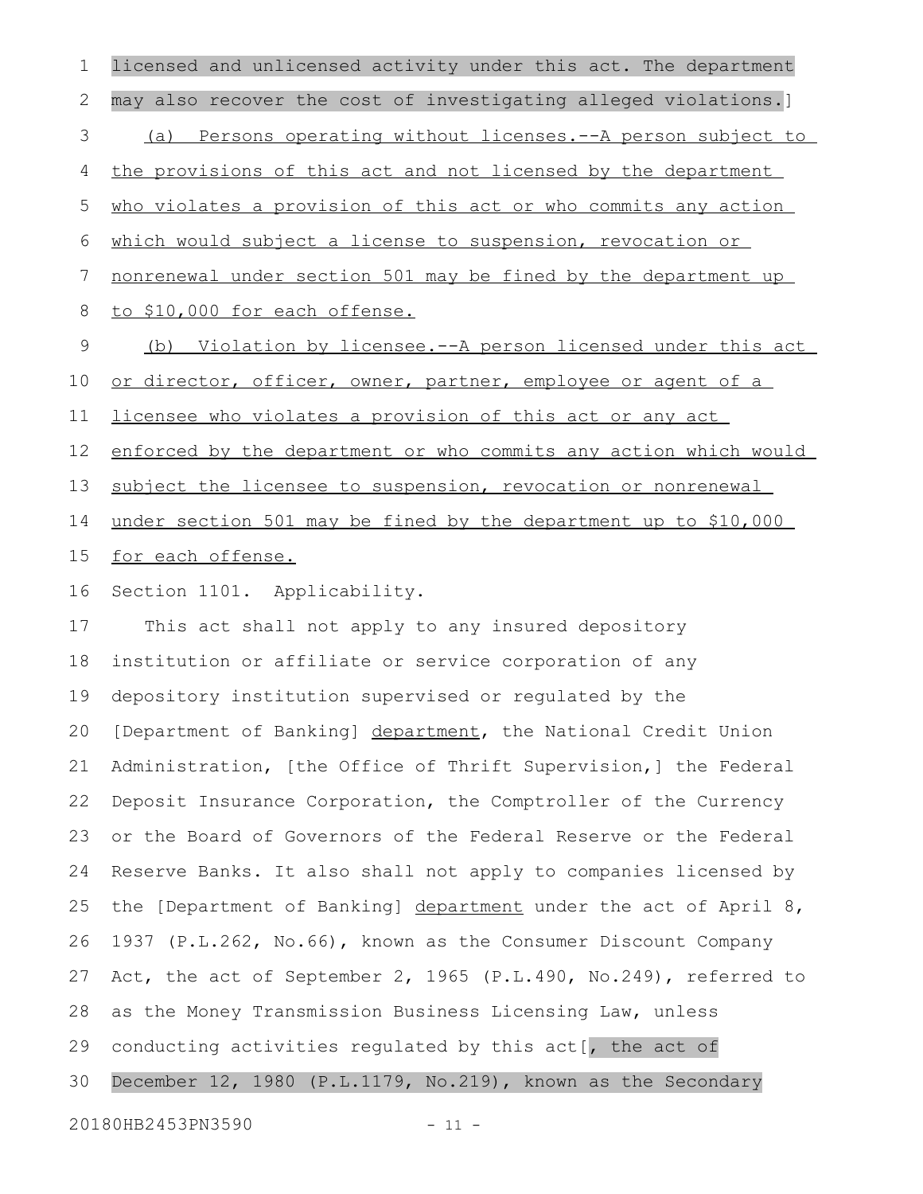licensed and unlicensed activity under this act. The department may also recover the cost of investigating alleged violations.]

(a) Persons operating without licenses.--A person subject to the provisions of this act and not licensed by the department who violates a provision of this act or who commits any action which would subject a license to suspension, revocation or nonrenewal under section 501 may be fined by the department up to $10,000 for each offense.

(b) Violation by licensee.--A person licensed under this act or director, officer, owner, partner, employee or agent of a licensee who violates a provision of this act or any act enforced by the department or who commits any action which would subject the licensee to suspension, revocation or nonrenewal under section 501 may be fined by the department up to $10,000 for each offense.

Section 1101. Applicability.

This act shall not apply to any insured depository institution or affiliate or service corporation of any depository institution supervised or regulated by the [Department of Banking] department, the National Credit Union Administration, [the Office of Thrift Supervision,] the Federal Deposit Insurance Corporation, the Comptroller of the Currency or the Board of Governors of the Federal Reserve or the Federal Reserve Banks. It also shall not apply to companies licensed by the [Department of Banking] department under the act of April 8, 1937 (P.L.262, No.66), known as the Consumer Discount Company Act, the act of September 2, 1965 (P.L.490, No.249), referred to as the Money Transmission Business Licensing Law, unless conducting activities regulated by this act[, the act of December 12, 1980 (P.L.1179, No.219), known as the Secondary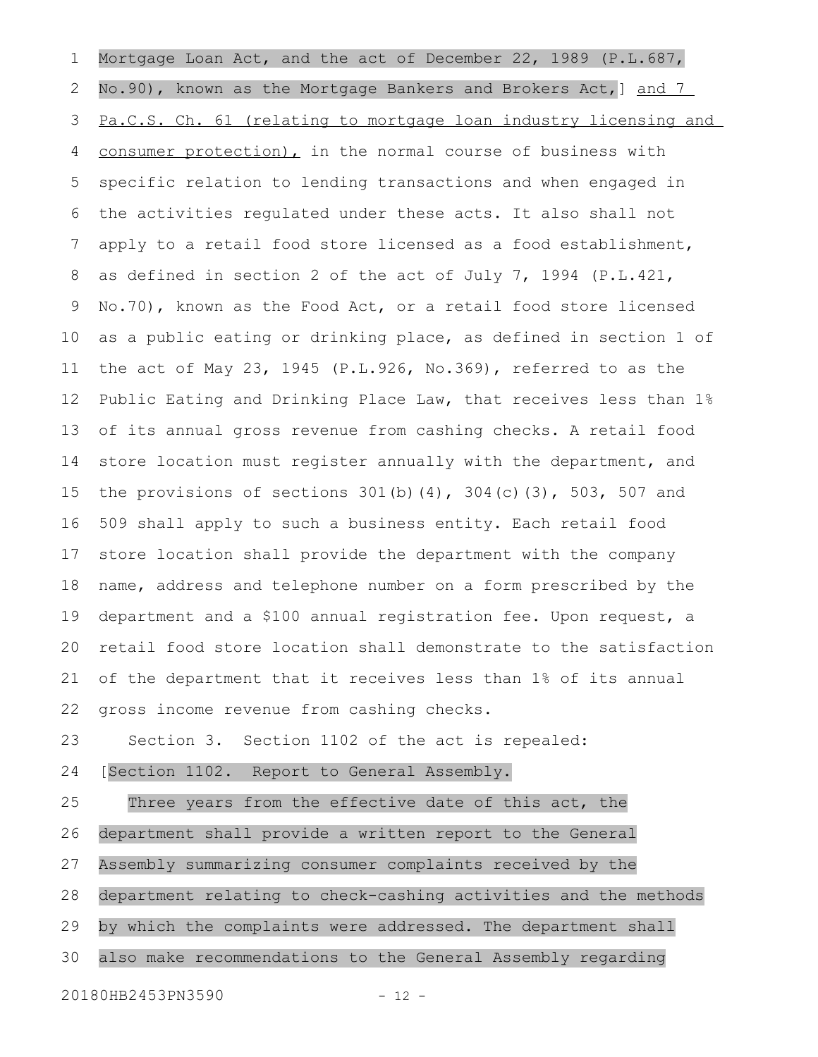Mortgage Loan Act, and the act of December 22, 1989 (P.L.687, No.90), known as the Mortgage Bankers and Brokers Act,] and 7 Pa.C.S. Ch. 61 (relating to mortgage loan industry licensing and consumer protection), in the normal course of business with specific relation to lending transactions and when engaged in the activities regulated under these acts. It also shall not apply to a retail food store licensed as a food establishment, as defined in section 2 of the act of July 7, 1994 (P.L.421, No.70), known as the Food Act, or a retail food store licensed as a public eating or drinking place, as defined in section 1 of the act of May 23, 1945 (P.L.926, No.369), referred to as the Public Eating and Drinking Place Law, that receives less than 1% of its annual gross revenue from cashing checks. A retail food store location must register annually with the department, and the provisions of sections 301(b)(4), 304(c)(3), 503, 507 and 509 shall apply to such a business entity. Each retail food store location shall provide the department with the company name, address and telephone number on a form prescribed by the department and a $100 annual registration fee. Upon request, a retail food store location shall demonstrate to the satisfaction of the department that it receives less than 1% of its annual gross income revenue from cashing checks.

Section 3. Section 1102 of the act is repealed:

[Section 1102. Report to General Assembly.

Three years from the effective date of this act, the department shall provide a written report to the General Assembly summarizing consumer complaints received by the department relating to check-cashing activities and the methods by which the complaints were addressed. The department shall also make recommendations to the General Assembly regarding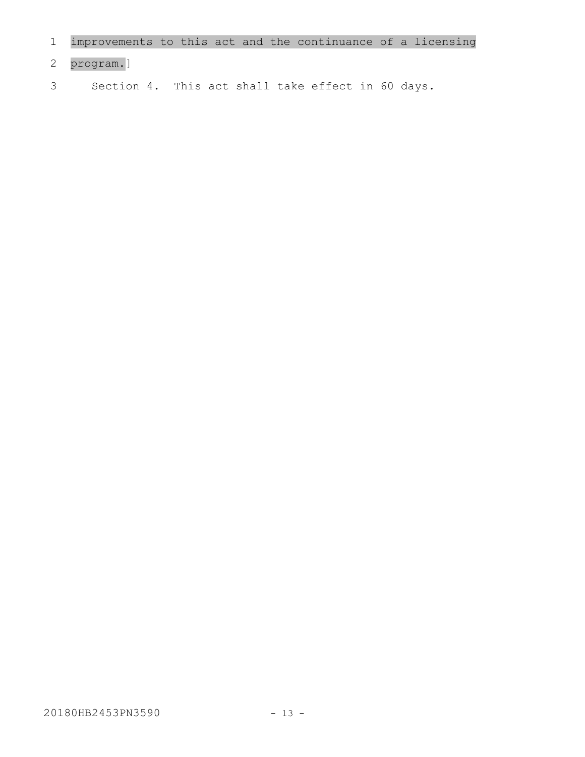improvements to this act and the continuance of a licensing program.]

Section 4. This act shall take effect in 60 days.